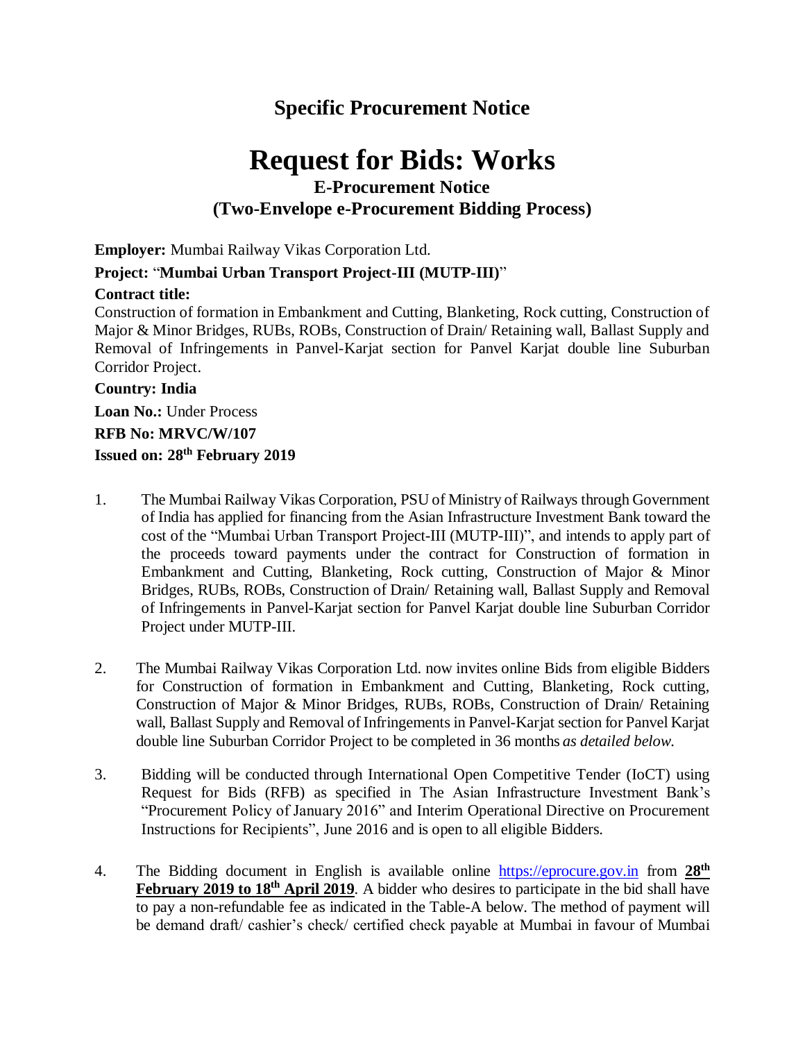## Specific Procurement Notice

# Request for Bids: Works

### E-Procurement Notice
### (Two-Envelope e-Procurement Bidding Process)

**Employer:** Mumbai Railway Vikas Corporation Ltd.

**Project:** "**Mumbai Urban Transport Project-III (MUTP-III)**"

**Contract title:**

Construction of formation in Embankment and Cutting, Blanketing, Rock cutting, Construction of Major & Minor Bridges, RUBs, ROBs, Construction of Drain/ Retaining wall, Ballast Supply and Removal of Infringements in Panvel-Karjat section for Panvel Karjat double line Suburban Corridor Project.

**Country: India**

**Loan No.:** Under Process

**RFB No: MRVC/W/107**

**Issued on: 28th February 2019**

1. The Mumbai Railway Vikas Corporation, PSU of Ministry of Railways through Government of India has applied for financing from the Asian Infrastructure Investment Bank toward the cost of the "Mumbai Urban Transport Project-III (MUTP-III)", and intends to apply part of the proceeds toward payments under the contract for Construction of formation in Embankment and Cutting, Blanketing, Rock cutting, Construction of Major & Minor Bridges, RUBs, ROBs, Construction of Drain/ Retaining wall, Ballast Supply and Removal of Infringements in Panvel-Karjat section for Panvel Karjat double line Suburban Corridor Project under MUTP-III.

2. The Mumbai Railway Vikas Corporation Ltd. now invites online Bids from eligible Bidders for Construction of formation in Embankment and Cutting, Blanketing, Rock cutting, Construction of Major & Minor Bridges, RUBs, ROBs, Construction of Drain/ Retaining wall, Ballast Supply and Removal of Infringements in Panvel-Karjat section for Panvel Karjat double line Suburban Corridor Project to be completed in 36 months *as detailed below.*

3. Bidding will be conducted through International Open Competitive Tender (IoCT) using Request for Bids (RFB) as specified in The Asian Infrastructure Investment Bank's "Procurement Policy of January 2016" and Interim Operational Directive on Procurement Instructions for Recipients", June 2016 and is open to all eligible Bidders.

4. The Bidding document in English is available online https://eprocure.gov.in from **28th February 2019 to 18th April 2019**. A bidder who desires to participate in the bid shall have to pay a non-refundable fee as indicated in the Table-A below. The method of payment will be demand draft/ cashier's check/ certified check payable at Mumbai in favour of Mumbai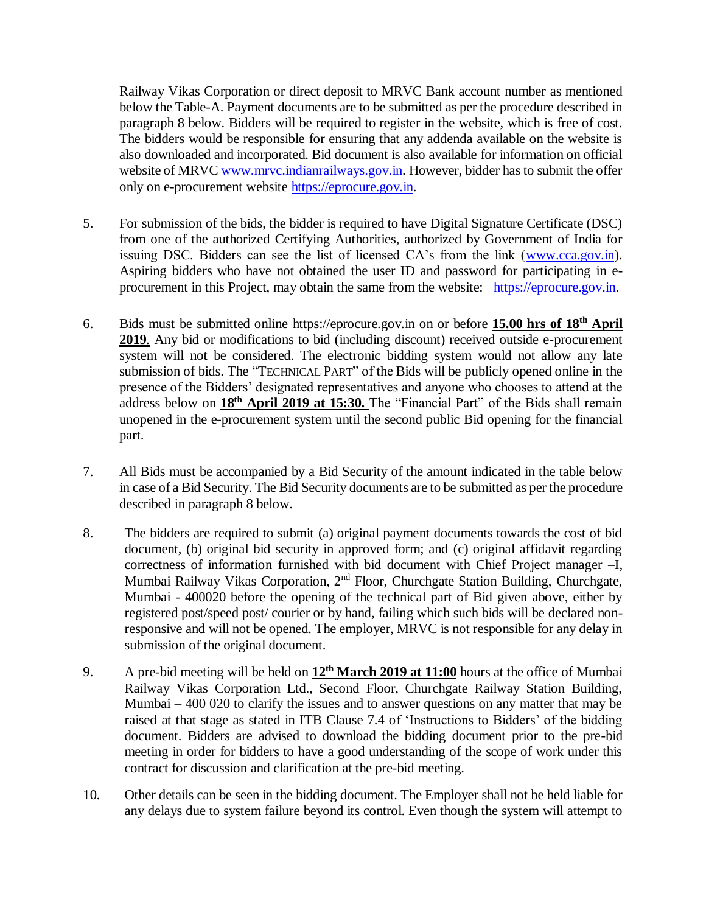Railway Vikas Corporation or direct deposit to MRVC Bank account number as mentioned below the Table-A. Payment documents are to be submitted as per the procedure described in paragraph 8 below. Bidders will be required to register in the website, which is free of cost. The bidders would be responsible for ensuring that any addenda available on the website is also downloaded and incorporated. Bid document is also available for information on official website of MRVC www.mrvc.indianrailways.gov.in. However, bidder has to submit the offer only on e-procurement website https://eprocure.gov.in.

5. For submission of the bids, the bidder is required to have Digital Signature Certificate (DSC) from one of the authorized Certifying Authorities, authorized by Government of India for issuing DSC. Bidders can see the list of licensed CA's from the link (www.cca.gov.in). Aspiring bidders who have not obtained the user ID and password for participating in e-procurement in this Project, may obtain the same from the website: https://eprocure.gov.in.

6. Bids must be submitted online https://eprocure.gov.in on or before **15.00 hrs of 18th April 2019**. Any bid or modifications to bid (including discount) received outside e-procurement system will not be considered. The electronic bidding system would not allow any late submission of bids. The "TECHNICAL PART" of the Bids will be publicly opened online in the presence of the Bidders' designated representatives and anyone who chooses to attend at the address below on **18th April 2019 at 15:30.** The "Financial Part" of the Bids shall remain unopened in the e-procurement system until the second public Bid opening for the financial part.

7. All Bids must be accompanied by a Bid Security of the amount indicated in the table below in case of a Bid Security. The Bid Security documents are to be submitted as per the procedure described in paragraph 8 below.

8. The bidders are required to submit (a) original payment documents towards the cost of bid document, (b) original bid security in approved form; and (c) original affidavit regarding correctness of information furnished with bid document with Chief Project manager –I, Mumbai Railway Vikas Corporation, 2nd Floor, Churchgate Station Building, Churchgate, Mumbai - 400020 before the opening of the technical part of Bid given above, either by registered post/speed post/ courier or by hand, failing which such bids will be declared non-responsive and will not be opened. The employer, MRVC is not responsible for any delay in submission of the original document.

9. A pre-bid meeting will be held on **12th March 2019 at 11:00** hours at the office of Mumbai Railway Vikas Corporation Ltd., Second Floor, Churchgate Railway Station Building, Mumbai – 400 020 to clarify the issues and to answer questions on any matter that may be raised at that stage as stated in ITB Clause 7.4 of 'Instructions to Bidders' of the bidding document. Bidders are advised to download the bidding document prior to the pre-bid meeting in order for bidders to have a good understanding of the scope of work under this contract for discussion and clarification at the pre-bid meeting.

10. Other details can be seen in the bidding document. The Employer shall not be held liable for any delays due to system failure beyond its control. Even though the system will attempt to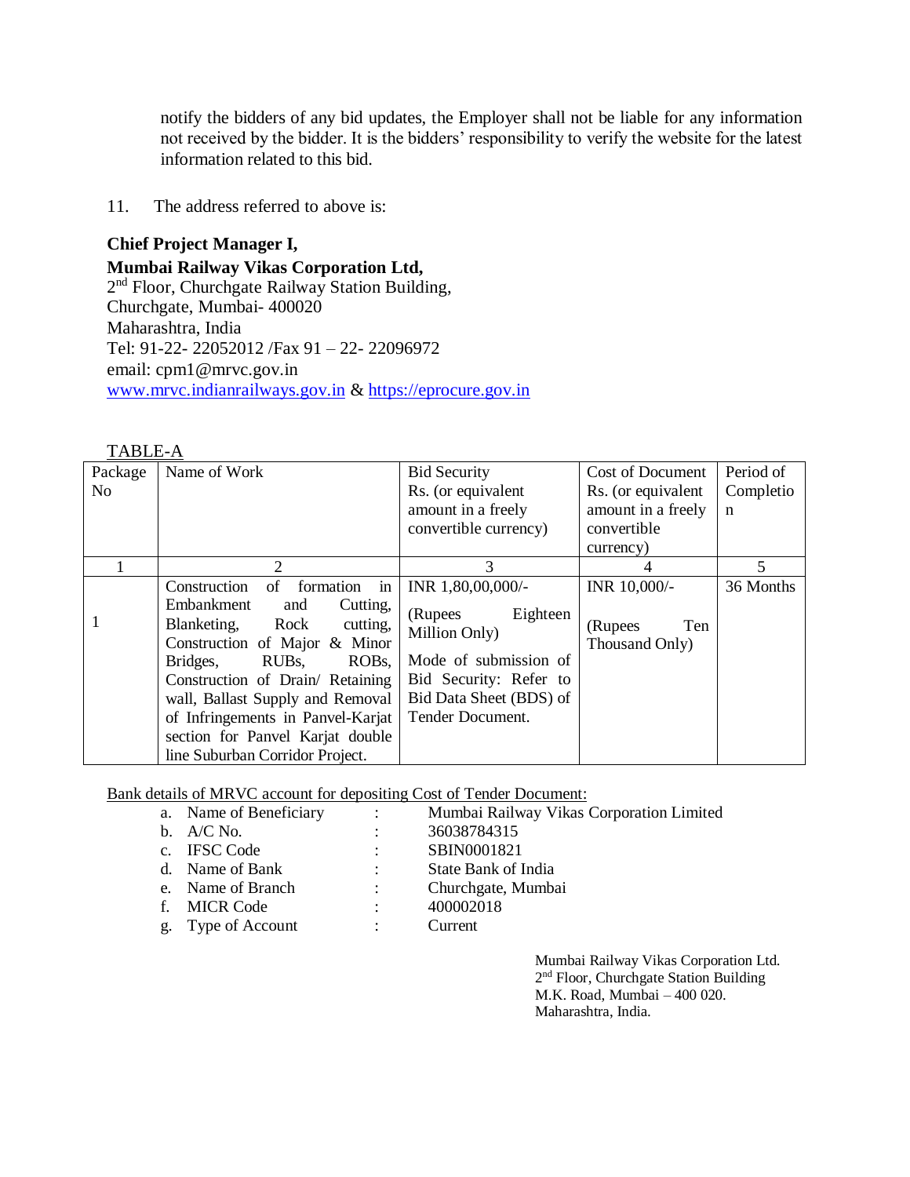notify the bidders of any bid updates, the Employer shall not be liable for any information not received by the bidder. It is the bidders' responsibility to verify the website for the latest information related to this bid.

11. The address referred to above is:

**Chief Project Manager I,**
**Mumbai Railway Vikas Corporation Ltd,**
2nd Floor, Churchgate Railway Station Building,
Churchgate, Mumbai- 400020
Maharashtra, India
Tel: 91-22- 22052012 /Fax 91 – 22- 22096972
email: cpm1@mrvc.gov.in
www.mrvc.indianrailways.gov.in & https://eprocure.gov.in

TABLE-A

| Package No | Name of Work | Bid Security Rs. (or equivalent amount in a freely convertible currency) | Cost of Document Rs. (or equivalent amount in a freely convertible currency) | Period of Completion |
|---|---|---|---|---|
| 1 | 2 | 3 | 4 | 5 |
| 1 | Construction of formation in Embankment and Cutting, Blanketing, Rock cutting, Construction of Major & Minor Bridges, RUBs, ROBs, Construction of Drain/ Retaining wall, Ballast Supply and Removal of Infringements in Panvel-Karjat section for Panvel Karjat double line Suburban Corridor Project. | INR 1,80,00,000/- (Rupees Eighteen Million Only) Mode of submission of Bid Security: Refer to Bid Data Sheet (BDS) of Tender Document. | INR 10,000/- (Rupees Ten Thousand Only) | 36 Months |

Bank details of MRVC account for depositing Cost of Tender Document:

a. Name of Beneficiary : Mumbai Railway Vikas Corporation Limited
b. A/C No. : 36038784315
c. IFSC Code : SBIN0001821
d. Name of Bank : State Bank of India
e. Name of Branch : Churchgate, Mumbai
f. MICR Code : 400002018
g. Type of Account : Current

Mumbai Railway Vikas Corporation Ltd.
2nd Floor, Churchgate Station Building
M.K. Road, Mumbai – 400 020.
Maharashtra, India.